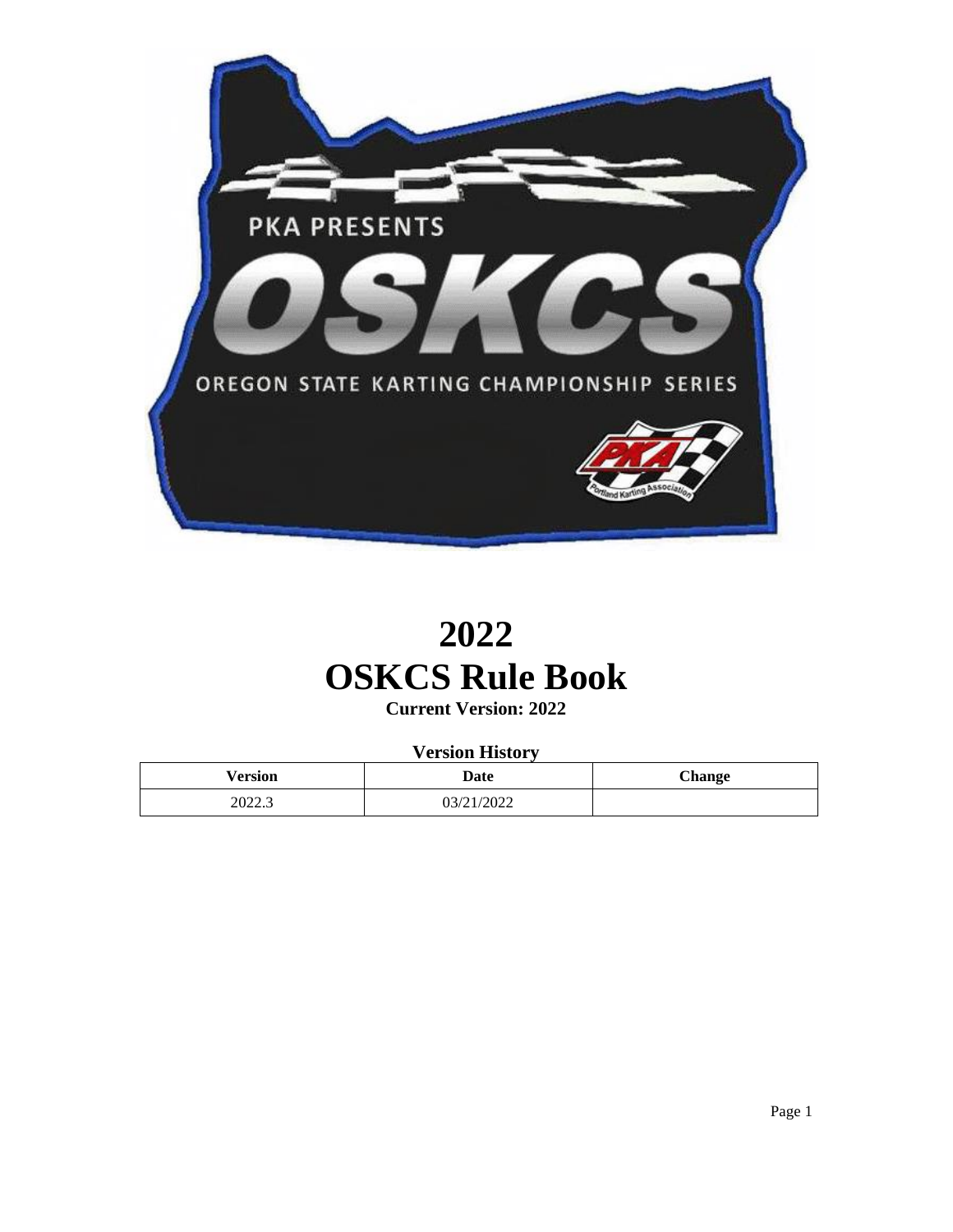# 2022
# OSKCS Rule Book

**Current Version: 2022**

**Version History**

| Version | Date | Change |
|---|---|---|
| 2022.3 | 03/21/2022 | |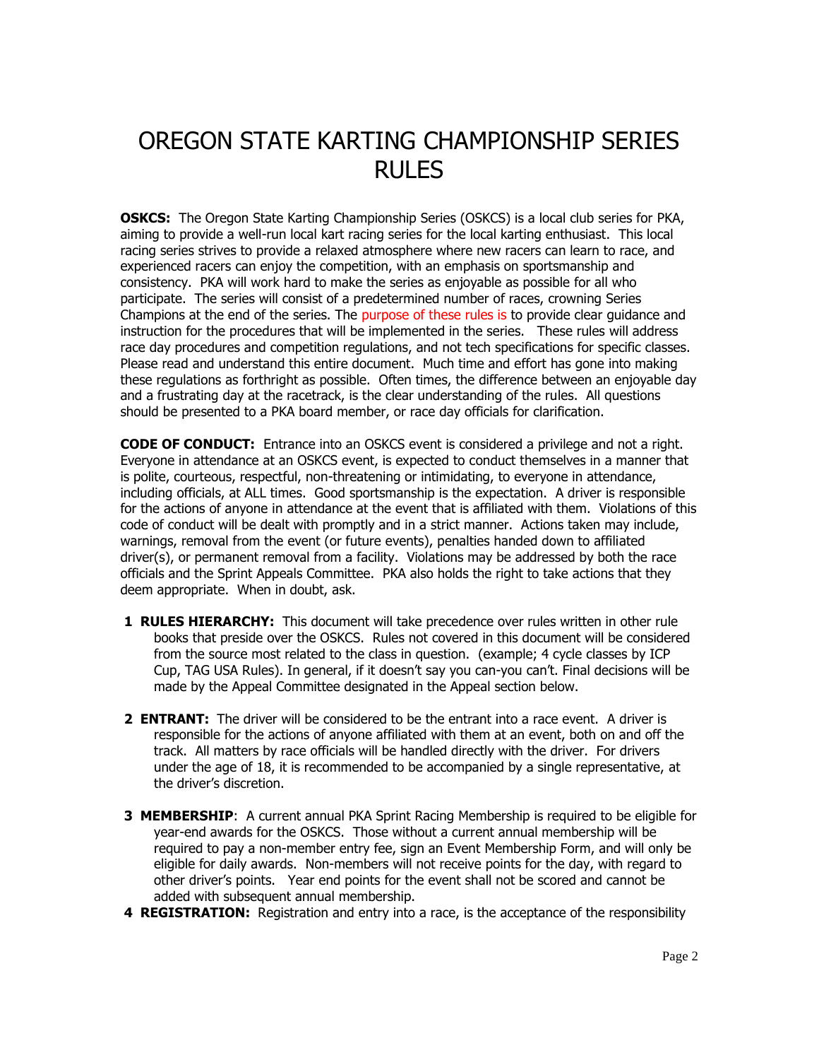# OREGON STATE KARTING CHAMPIONSHIP SERIES RULES

**OSKCS:** The Oregon State Karting Championship Series (OSKCS) is a local club series for PKA, aiming to provide a well-run local kart racing series for the local karting enthusiast. This local racing series strives to provide a relaxed atmosphere where new racers can learn to race, and experienced racers can enjoy the competition, with an emphasis on sportsmanship and consistency. PKA will work hard to make the series as enjoyable as possible for all who participate. The series will consist of a predetermined number of races, crowning Series Champions at the end of the series. The purpose of these rules is to provide clear guidance and instruction for the procedures that will be implemented in the series. These rules will address race day procedures and competition regulations, and not tech specifications for specific classes. Please read and understand this entire document. Much time and effort has gone into making these regulations as forthright as possible. Often times, the difference between an enjoyable day and a frustrating day at the racetrack, is the clear understanding of the rules. All questions should be presented to a PKA board member, or race day officials for clarification.

**CODE OF CONDUCT:** Entrance into an OSKCS event is considered a privilege and not a right. Everyone in attendance at an OSKCS event, is expected to conduct themselves in a manner that is polite, courteous, respectful, non-threatening or intimidating, to everyone in attendance, including officials, at ALL times. Good sportsmanship is the expectation. A driver is responsible for the actions of anyone in attendance at the event that is affiliated with them. Violations of this code of conduct will be dealt with promptly and in a strict manner. Actions taken may include, warnings, removal from the event (or future events), penalties handed down to affiliated driver(s), or permanent removal from a facility. Violations may be addressed by both the race officials and the Sprint Appeals Committee. PKA also holds the right to take actions that they deem appropriate. When in doubt, ask.

1. **RULES HIERARCHY:** This document will take precedence over rules written in other rule books that preside over the OSKCS. Rules not covered in this document will be considered from the source most related to the class in question. (example; 4 cycle classes by ICP Cup, TAG USA Rules). In general, if it doesn't say you can-you can't. Final decisions will be made by the Appeal Committee designated in the Appeal section below.

2. **ENTRANT:** The driver will be considered to be the entrant into a race event. A driver is responsible for the actions of anyone affiliated with them at an event, both on and off the track. All matters by race officials will be handled directly with the driver. For drivers under the age of 18, it is recommended to be accompanied by a single representative, at the driver's discretion.

3. **MEMBERSHIP**: A current annual PKA Sprint Racing Membership is required to be eligible for year-end awards for the OSKCS. Those without a current annual membership will be required to pay a non-member entry fee, sign an Event Membership Form, and will only be eligible for daily awards. Non-members will not receive points for the day, with regard to other driver's points. Year end points for the event shall not be scored and cannot be added with subsequent annual membership.

4. **REGISTRATION:** Registration and entry into a race, is the acceptance of the responsibility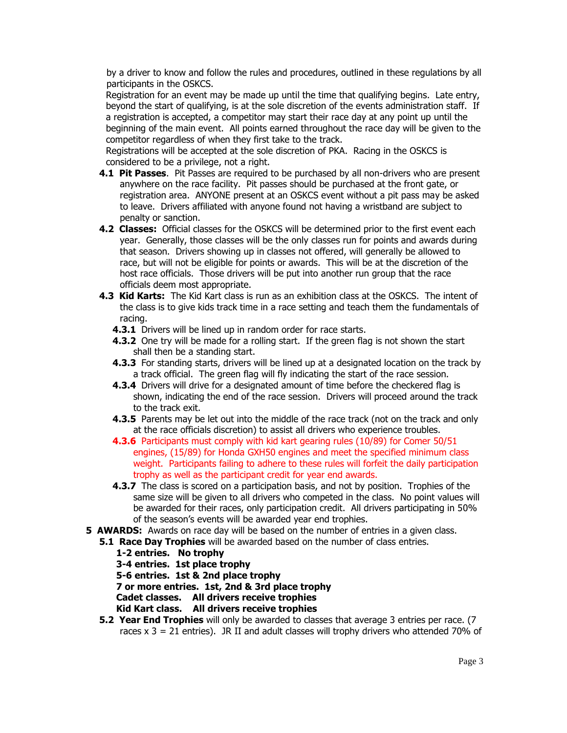by a driver to know and follow the rules and procedures, outlined in these regulations by all participants in the OSKCS.

Registration for an event may be made up until the time that qualifying begins. Late entry, beyond the start of qualifying, is at the sole discretion of the events administration staff. If a registration is accepted, a competitor may start their race day at any point up until the beginning of the main event. All points earned throughout the race day will be given to the competitor regardless of when they first take to the track.

Registrations will be accepted at the sole discretion of PKA. Racing in the OSKCS is considered to be a privilege, not a right.

**4.1 Pit Passes**. Pit Passes are required to be purchased by all non-drivers who are present anywhere on the race facility. Pit passes should be purchased at the front gate, or registration area. ANYONE present at an OSKCS event without a pit pass may be asked to leave. Drivers affiliated with anyone found not having a wristband are subject to penalty or sanction.

**4.2 Classes:** Official classes for the OSKCS will be determined prior to the first event each year. Generally, those classes will be the only classes run for points and awards during that season. Drivers showing up in classes not offered, will generally be allowed to race, but will not be eligible for points or awards. This will be at the discretion of the host race officials. Those drivers will be put into another run group that the race officials deem most appropriate.

**4.3 Kid Karts:** The Kid Kart class is run as an exhibition class at the OSKCS. The intent of the class is to give kids track time in a race setting and teach them the fundamentals of racing.

**4.3.1** Drivers will be lined up in random order for race starts.

**4.3.2** One try will be made for a rolling start. If the green flag is not shown the start shall then be a standing start.

**4.3.3** For standing starts, drivers will be lined up at a designated location on the track by a track official. The green flag will fly indicating the start of the race session.

**4.3.4** Drivers will drive for a designated amount of time before the checkered flag is shown, indicating the end of the race session. Drivers will proceed around the track to the track exit.

**4.3.5** Parents may be let out into the middle of the race track (not on the track and only at the race officials discretion) to assist all drivers who experience troubles.

**4.3.6** Participants must comply with kid kart gearing rules (10/89) for Comer 50/51 engines, (15/89) for Honda GXH50 engines and meet the specified minimum class weight. Participants failing to adhere to these rules will forfeit the daily participation trophy as well as the participant credit for year end awards.

**4.3.7** The class is scored on a participation basis, and not by position. Trophies of the same size will be given to all drivers who competed in the class. No point values will be awarded for their races, only participation credit. All drivers participating in 50% of the season's events will be awarded year end trophies.

**5 AWARDS:** Awards on race day will be based on the number of entries in a given class.

**5.1 Race Day Trophies** will be awarded based on the number of class entries.

**1-2 entries. No trophy**
**3-4 entries. 1st place trophy**
**5-6 entries. 1st & 2nd place trophy**
**7 or more entries. 1st, 2nd & 3rd place trophy**
**Cadet classes. All drivers receive trophies**
**Kid Kart class. All drivers receive trophies**

**5.2 Year End Trophies** will only be awarded to classes that average 3 entries per race. (7 races x 3 = 21 entries). JR II and adult classes will trophy drivers who attended 70% of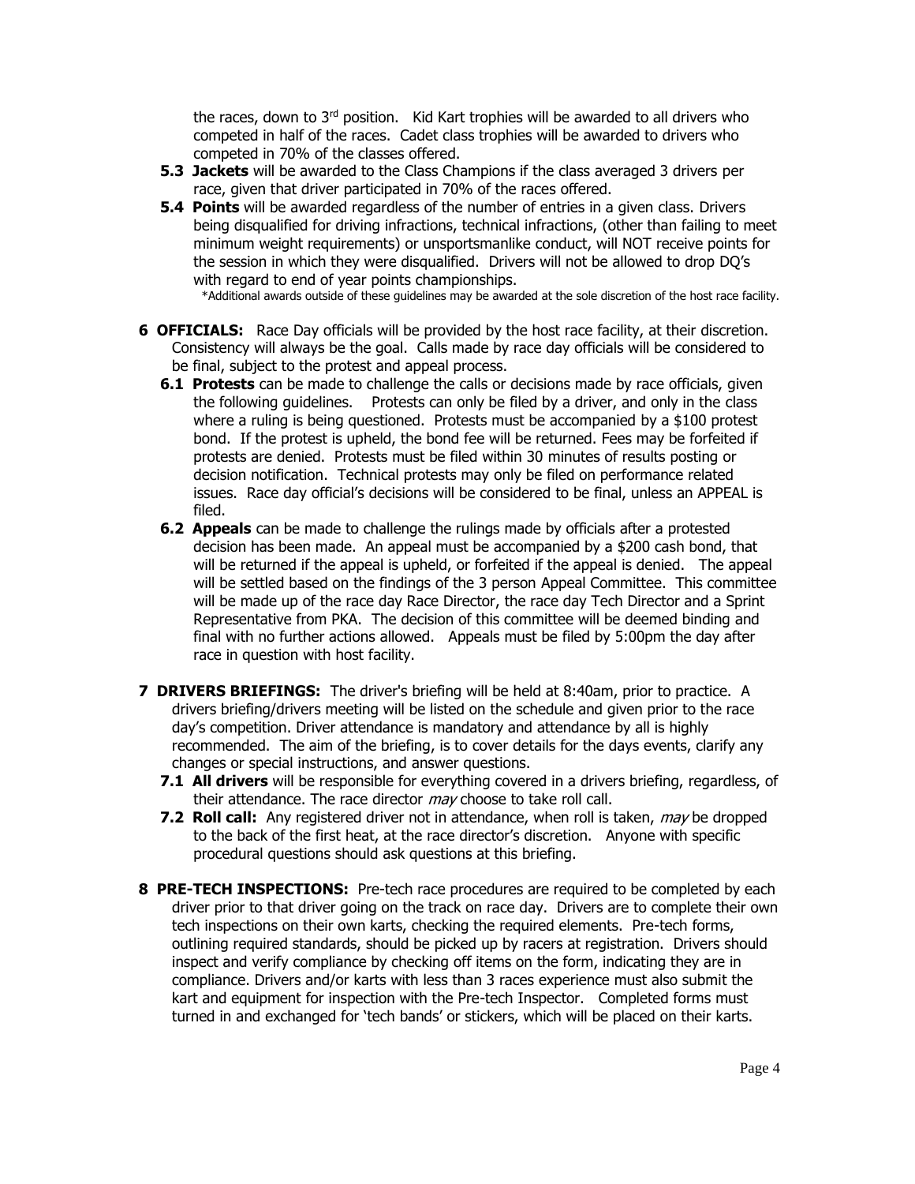the races, down to 3rd position. Kid Kart trophies will be awarded to all drivers who competed in half of the races. Cadet class trophies will be awarded to drivers who competed in 70% of the classes offered.

**5.3 Jackets** will be awarded to the Class Champions if the class averaged 3 drivers per race, given that driver participated in 70% of the races offered.

**5.4 Points** will be awarded regardless of the number of entries in a given class. Drivers being disqualified for driving infractions, technical infractions, (other than failing to meet minimum weight requirements) or unsportsmanlike conduct, will NOT receive points for the session in which they were disqualified. Drivers will not be allowed to drop DQ's with regard to end of year points championships.

*Additional awards outside of these guidelines may be awarded at the sole discretion of the host race facility.

**6 OFFICIALS:** Race Day officials will be provided by the host race facility, at their discretion. Consistency will always be the goal. Calls made by race day officials will be considered to be final, subject to the protest and appeal process.

**6.1 Protests** can be made to challenge the calls or decisions made by race officials, given the following guidelines. Protests can only be filed by a driver, and only in the class where a ruling is being questioned. Protests must be accompanied by a $100 protest bond. If the protest is upheld, the bond fee will be returned. Fees may be forfeited if protests are denied. Protests must be filed within 30 minutes of results posting or decision notification. Technical protests may only be filed on performance related issues. Race day official's decisions will be considered to be final, unless an APPEAL is filed.

**6.2 Appeals** can be made to challenge the rulings made by officials after a protested decision has been made. An appeal must be accompanied by a $200 cash bond, that will be returned if the appeal is upheld, or forfeited if the appeal is denied. The appeal will be settled based on the findings of the 3 person Appeal Committee. This committee will be made up of the race day Race Director, the race day Tech Director and a Sprint Representative from PKA. The decision of this committee will be deemed binding and final with no further actions allowed. Appeals must be filed by 5:00pm the day after race in question with host facility.

**7 DRIVERS BRIEFINGS:** The driver's briefing will be held at 8:40am, prior to practice. A drivers briefing/drivers meeting will be listed on the schedule and given prior to the race day's competition. Driver attendance is mandatory and attendance by all is highly recommended. The aim of the briefing, is to cover details for the days events, clarify any changes or special instructions, and answer questions.

**7.1 All drivers** will be responsible for everything covered in a drivers briefing, regardless, of their attendance. The race director *may* choose to take roll call.

**7.2 Roll call:** Any registered driver not in attendance, when roll is taken, *may* be dropped to the back of the first heat, at the race director's discretion. Anyone with specific procedural questions should ask questions at this briefing.

**8 PRE-TECH INSPECTIONS:** Pre-tech race procedures are required to be completed by each driver prior to that driver going on the track on race day. Drivers are to complete their own tech inspections on their own karts, checking the required elements. Pre-tech forms, outlining required standards, should be picked up by racers at registration. Drivers should inspect and verify compliance by checking off items on the form, indicating they are in compliance. Drivers and/or karts with less than 3 races experience must also submit the kart and equipment for inspection with the Pre-tech Inspector. Completed forms must turned in and exchanged for 'tech bands' or stickers, which will be placed on their karts.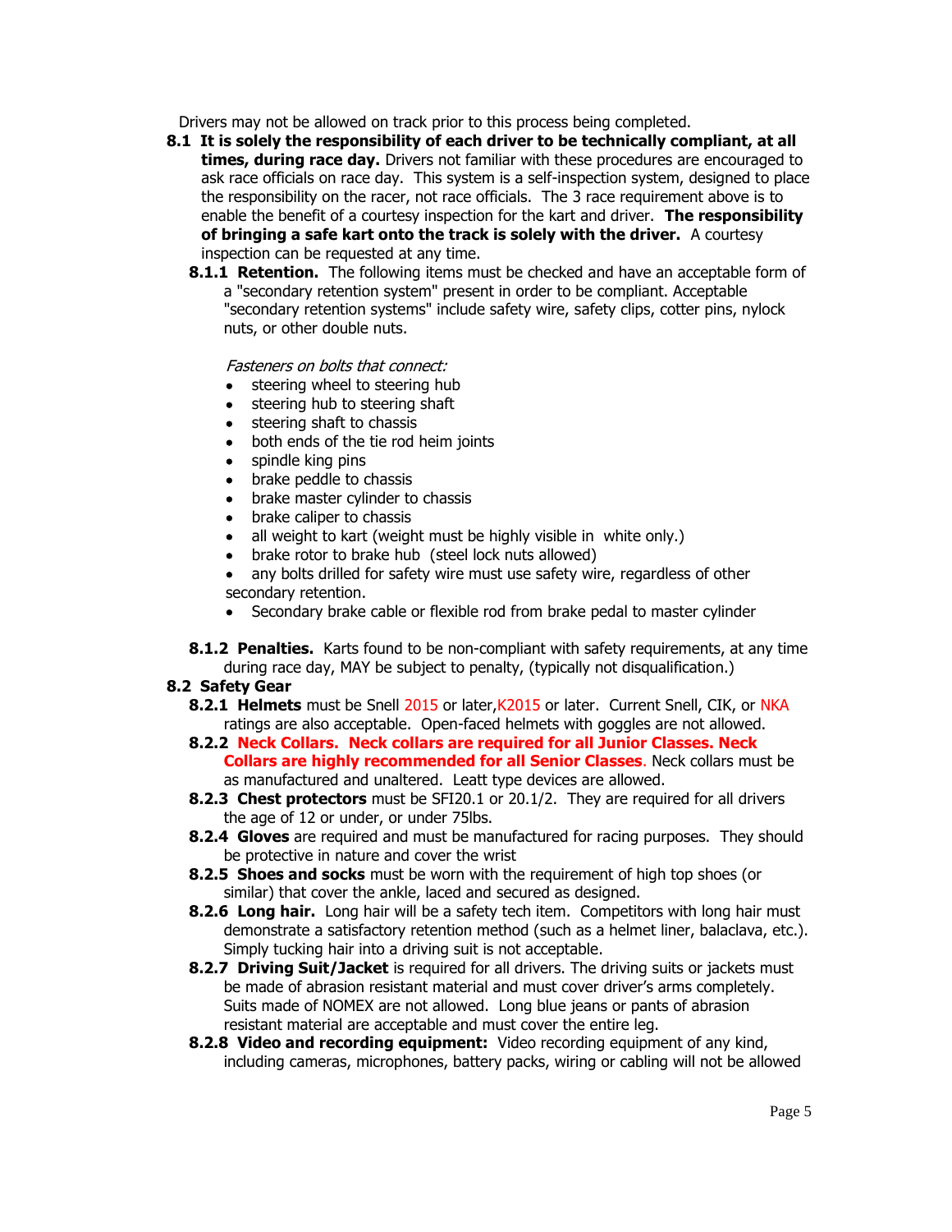Drivers may not be allowed on track prior to this process being completed.

**8.1 It is solely the responsibility of each driver to be technically compliant, at all times, during race day.** Drivers not familiar with these procedures are encouraged to ask race officials on race day. This system is a self-inspection system, designed to place the responsibility on the racer, not race officials. The 3 race requirement above is to enable the benefit of a courtesy inspection for the kart and driver. **The responsibility of bringing a safe kart onto the track is solely with the driver.** A courtesy inspection can be requested at any time.

**8.1.1 Retention.** The following items must be checked and have an acceptable form of a "secondary retention system" present in order to be compliant. Acceptable "secondary retention systems" include safety wire, safety clips, cotter pins, nylock nuts, or other double nuts.

*Fasteners on bolts that connect:*

- steering wheel to steering hub
- steering hub to steering shaft
- steering shaft to chassis
- both ends of the tie rod heim joints
- spindle king pins
- brake peddle to chassis
- brake master cylinder to chassis
- brake caliper to chassis
- all weight to kart (weight must be highly visible in white only.)
- brake rotor to brake hub (steel lock nuts allowed)
- any bolts drilled for safety wire must use safety wire, regardless of other secondary retention.
- Secondary brake cable or flexible rod from brake pedal to master cylinder

**8.1.2 Penalties.** Karts found to be non-compliant with safety requirements, at any time during race day, MAY be subject to penalty, (typically not disqualification.)

**8.2 Safety Gear**

**8.2.1 Helmets** must be Snell 2015 or later,K2015 or later. Current Snell, CIK, or NKA ratings are also acceptable. Open-faced helmets with goggles are not allowed.

**8.2.2 Neck Collars. Neck collars are required for all Junior Classes. Neck Collars are highly recommended for all Senior Classes**. Neck collars must be as manufactured and unaltered. Leatt type devices are allowed.

**8.2.3 Chest protectors** must be SFI20.1 or 20.1/2. They are required for all drivers the age of 12 or under, or under 75lbs.

**8.2.4 Gloves** are required and must be manufactured for racing purposes. They should be protective in nature and cover the wrist

**8.2.5 Shoes and socks** must be worn with the requirement of high top shoes (or similar) that cover the ankle, laced and secured as designed.

**8.2.6 Long hair.** Long hair will be a safety tech item. Competitors with long hair must demonstrate a satisfactory retention method (such as a helmet liner, balaclava, etc.). Simply tucking hair into a driving suit is not acceptable.

**8.2.7 Driving Suit/Jacket** is required for all drivers. The driving suits or jackets must be made of abrasion resistant material and must cover driver's arms completely. Suits made of NOMEX are not allowed. Long blue jeans or pants of abrasion resistant material are acceptable and must cover the entire leg.

**8.2.8 Video and recording equipment:** Video recording equipment of any kind, including cameras, microphones, battery packs, wiring or cabling will not be allowed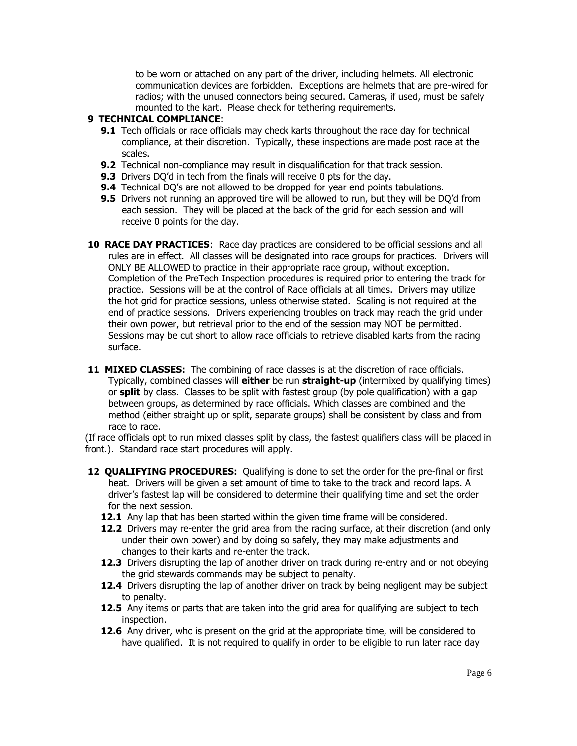to be worn or attached on any part of the driver, including helmets. All electronic communication devices are forbidden. Exceptions are helmets that are pre-wired for radios; with the unused connectors being secured. Cameras, if used, must be safely mounted to the kart. Please check for tethering requirements.

**9 TECHNICAL COMPLIANCE**:

- **9.1** Tech officials or race officials may check karts throughout the race day for technical compliance, at their discretion. Typically, these inspections are made post race at the scales.
- **9.2** Technical non-compliance may result in disqualification for that track session.
- **9.3** Drivers DQ'd in tech from the finals will receive 0 pts for the day.
- **9.4** Technical DQ's are not allowed to be dropped for year end points tabulations.
- **9.5** Drivers not running an approved tire will be allowed to run, but they will be DQ'd from each session. They will be placed at the back of the grid for each session and will receive 0 points for the day.

**10 RACE DAY PRACTICES**: Race day practices are considered to be official sessions and all rules are in effect. All classes will be designated into race groups for practices. Drivers will ONLY BE ALLOWED to practice in their appropriate race group, without exception. Completion of the PreTech Inspection procedures is required prior to entering the track for practice. Sessions will be at the control of Race officials at all times. Drivers may utilize the hot grid for practice sessions, unless otherwise stated. Scaling is not required at the end of practice sessions. Drivers experiencing troubles on track may reach the grid under their own power, but retrieval prior to the end of the session may NOT be permitted. Sessions may be cut short to allow race officials to retrieve disabled karts from the racing surface.

**11 MIXED CLASSES:** The combining of race classes is at the discretion of race officials. Typically, combined classes will **either** be run **straight-up** (intermixed by qualifying times) or **split** by class. Classes to be split with fastest group (by pole qualification) with a gap between groups, as determined by race officials. Which classes are combined and the method (either straight up or split, separate groups) shall be consistent by class and from race to race.

(If race officials opt to run mixed classes split by class, the fastest qualifiers class will be placed in front.). Standard race start procedures will apply.

**12 QUALIFYING PROCEDURES:** Qualifying is done to set the order for the pre-final or first heat. Drivers will be given a set amount of time to take to the track and record laps. A driver's fastest lap will be considered to determine their qualifying time and set the order for the next session.

- **12.1** Any lap that has been started within the given time frame will be considered.
- **12.2** Drivers may re-enter the grid area from the racing surface, at their discretion (and only under their own power) and by doing so safely, they may make adjustments and changes to their karts and re-enter the track.
- **12.3** Drivers disrupting the lap of another driver on track during re-entry and or not obeying the grid stewards commands may be subject to penalty.
- **12.4** Drivers disrupting the lap of another driver on track by being negligent may be subject to penalty.
- **12.5** Any items or parts that are taken into the grid area for qualifying are subject to tech inspection.
- **12.6** Any driver, who is present on the grid at the appropriate time, will be considered to have qualified. It is not required to qualify in order to be eligible to run later race day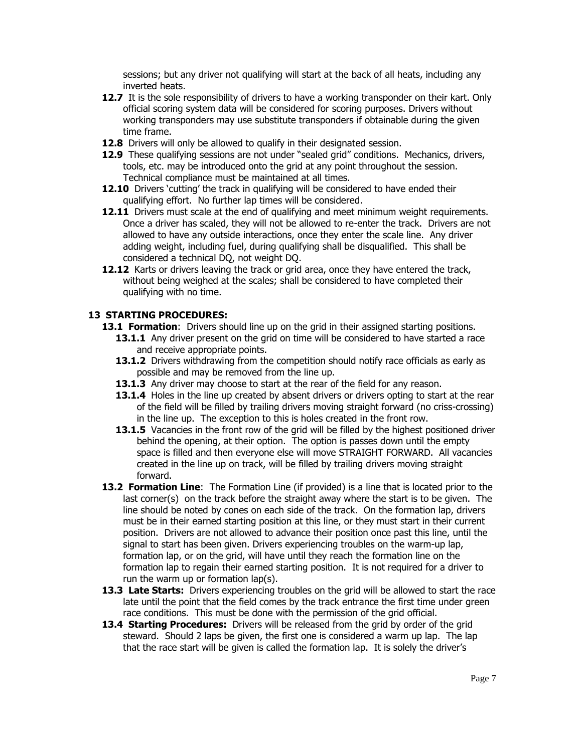sessions; but any driver not qualifying will start at the back of all heats, including any inverted heats.

- **12.7** It is the sole responsibility of drivers to have a working transponder on their kart. Only official scoring system data will be considered for scoring purposes. Drivers without working transponders may use substitute transponders if obtainable during the given time frame.
- **12.8** Drivers will only be allowed to qualify in their designated session.
- **12.9** These qualifying sessions are not under "sealed grid" conditions. Mechanics, drivers, tools, etc. may be introduced onto the grid at any point throughout the session. Technical compliance must be maintained at all times.
- **12.10** Drivers 'cutting' the track in qualifying will be considered to have ended their qualifying effort. No further lap times will be considered.
- **12.11** Drivers must scale at the end of qualifying and meet minimum weight requirements. Once a driver has scaled, they will not be allowed to re-enter the track. Drivers are not allowed to have any outside interactions, once they enter the scale line. Any driver adding weight, including fuel, during qualifying shall be disqualified. This shall be considered a technical DQ, not weight DQ.
- **12.12** Karts or drivers leaving the track or grid area, once they have entered the track, without being weighed at the scales; shall be considered to have completed their qualifying with no time.

## 13 STARTING PROCEDURES:

- **13.1 Formation**: Drivers should line up on the grid in their assigned starting positions.
  - **13.1.1** Any driver present on the grid on time will be considered to have started a race and receive appropriate points.
  - **13.1.2** Drivers withdrawing from the competition should notify race officials as early as possible and may be removed from the line up.
  - **13.1.3** Any driver may choose to start at the rear of the field for any reason.
  - **13.1.4** Holes in the line up created by absent drivers or drivers opting to start at the rear of the field will be filled by trailing drivers moving straight forward (no criss-crossing) in the line up. The exception to this is holes created in the front row.
  - **13.1.5** Vacancies in the front row of the grid will be filled by the highest positioned driver behind the opening, at their option. The option is passes down until the empty space is filled and then everyone else will move STRAIGHT FORWARD. All vacancies created in the line up on track, will be filled by trailing drivers moving straight forward.
- **13.2 Formation Line**: The Formation Line (if provided) is a line that is located prior to the last corner(s) on the track before the straight away where the start is to be given. The line should be noted by cones on each side of the track. On the formation lap, drivers must be in their earned starting position at this line, or they must start in their current position. Drivers are not allowed to advance their position once past this line, until the signal to start has been given. Drivers experiencing troubles on the warm-up lap, formation lap, or on the grid, will have until they reach the formation line on the formation lap to regain their earned starting position. It is not required for a driver to run the warm up or formation lap(s).
- **13.3 Late Starts:** Drivers experiencing troubles on the grid will be allowed to start the race late until the point that the field comes by the track entrance the first time under green race conditions. This must be done with the permission of the grid official.
- **13.4 Starting Procedures:** Drivers will be released from the grid by order of the grid steward. Should 2 laps be given, the first one is considered a warm up lap. The lap that the race start will be given is called the formation lap. It is solely the driver's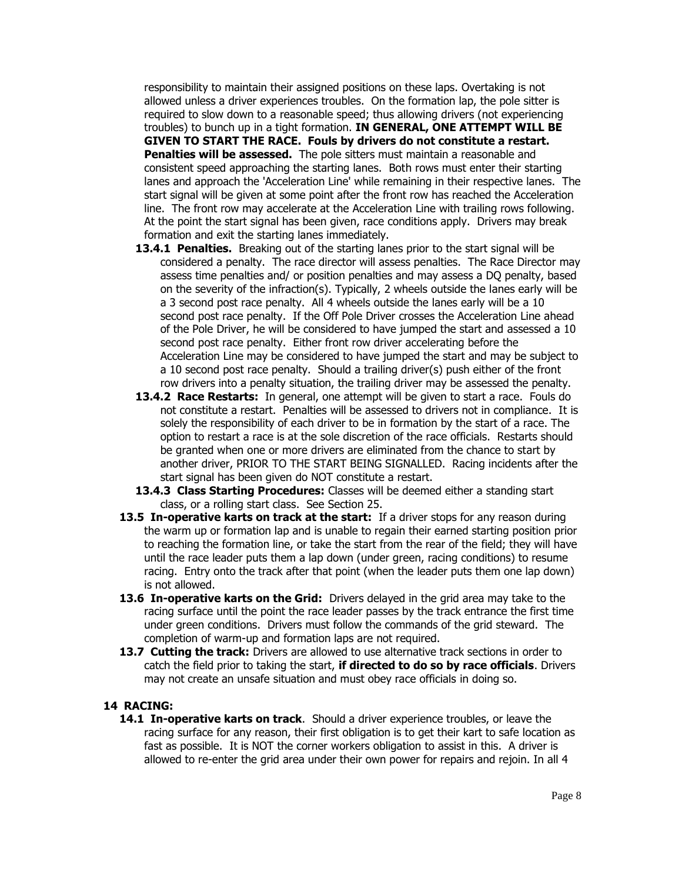responsibility to maintain their assigned positions on these laps. Overtaking is not allowed unless a driver experiences troubles. On the formation lap, the pole sitter is required to slow down to a reasonable speed; thus allowing drivers (not experiencing troubles) to bunch up in a tight formation. **IN GENERAL, ONE ATTEMPT WILL BE GIVEN TO START THE RACE. Fouls by drivers do not constitute a restart. Penalties will be assessed.** The pole sitters must maintain a reasonable and consistent speed approaching the starting lanes. Both rows must enter their starting lanes and approach the 'Acceleration Line' while remaining in their respective lanes. The start signal will be given at some point after the front row has reached the Acceleration line. The front row may accelerate at the Acceleration Line with trailing rows following. At the point the start signal has been given, race conditions apply. Drivers may break formation and exit the starting lanes immediately.

- **13.4.1 Penalties.** Breaking out of the starting lanes prior to the start signal will be considered a penalty. The race director will assess penalties. The Race Director may assess time penalties and/ or position penalties and may assess a DQ penalty, based on the severity of the infraction(s). Typically, 2 wheels outside the lanes early will be a 3 second post race penalty. All 4 wheels outside the lanes early will be a 10 second post race penalty. If the Off Pole Driver crosses the Acceleration Line ahead of the Pole Driver, he will be considered to have jumped the start and assessed a 10 second post race penalty. Either front row driver accelerating before the Acceleration Line may be considered to have jumped the start and may be subject to a 10 second post race penalty. Should a trailing driver(s) push either of the front row drivers into a penalty situation, the trailing driver may be assessed the penalty.
- **13.4.2 Race Restarts:** In general, one attempt will be given to start a race. Fouls do not constitute a restart. Penalties will be assessed to drivers not in compliance. It is solely the responsibility of each driver to be in formation by the start of a race. The option to restart a race is at the sole discretion of the race officials. Restarts should be granted when one or more drivers are eliminated from the chance to start by another driver, PRIOR TO THE START BEING SIGNALLED. Racing incidents after the start signal has been given do NOT constitute a restart.
- **13.4.3 Class Starting Procedures:** Classes will be deemed either a standing start class, or a rolling start class. See Section 25.

**13.5 In-operative karts on track at the start:** If a driver stops for any reason during the warm up or formation lap and is unable to regain their earned starting position prior to reaching the formation line, or take the start from the rear of the field; they will have until the race leader puts them a lap down (under green, racing conditions) to resume racing. Entry onto the track after that point (when the leader puts them one lap down) is not allowed.

**13.6 In-operative karts on the Grid:** Drivers delayed in the grid area may take to the racing surface until the point the race leader passes by the track entrance the first time under green conditions. Drivers must follow the commands of the grid steward. The completion of warm-up and formation laps are not required.

**13.7 Cutting the track:** Drivers are allowed to use alternative track sections in order to catch the field prior to taking the start, **if directed to do so by race officials**. Drivers may not create an unsafe situation and must obey race officials in doing so.

## 14 RACING:

**14.1 In-operative karts on track**. Should a driver experience troubles, or leave the racing surface for any reason, their first obligation is to get their kart to safe location as fast as possible. It is NOT the corner workers obligation to assist in this. A driver is allowed to re-enter the grid area under their own power for repairs and rejoin. In all 4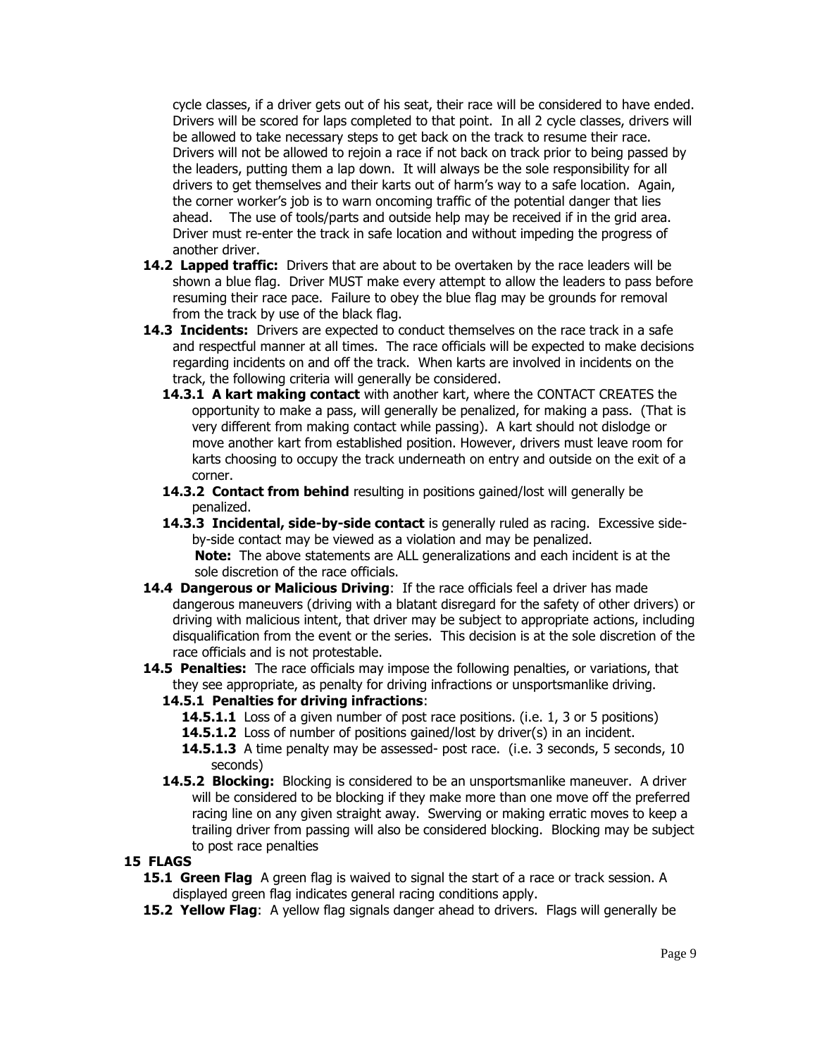cycle classes, if a driver gets out of his seat, their race will be considered to have ended. Drivers will be scored for laps completed to that point. In all 2 cycle classes, drivers will be allowed to take necessary steps to get back on the track to resume their race. Drivers will not be allowed to rejoin a race if not back on track prior to being passed by the leaders, putting them a lap down. It will always be the sole responsibility for all drivers to get themselves and their karts out of harm's way to a safe location. Again, the corner worker's job is to warn oncoming traffic of the potential danger that lies ahead. The use of tools/parts and outside help may be received if in the grid area. Driver must re-enter the track in safe location and without impeding the progress of another driver.

**14.2 Lapped traffic:** Drivers that are about to be overtaken by the race leaders will be shown a blue flag. Driver MUST make every attempt to allow the leaders to pass before resuming their race pace. Failure to obey the blue flag may be grounds for removal from the track by use of the black flag.

**14.3 Incidents:** Drivers are expected to conduct themselves on the race track in a safe and respectful manner at all times. The race officials will be expected to make decisions regarding incidents on and off the track. When karts are involved in incidents on the track, the following criteria will generally be considered.

**14.3.1 A kart making contact** with another kart, where the CONTACT CREATES the opportunity to make a pass, will generally be penalized, for making a pass. (That is very different from making contact while passing). A kart should not dislodge or move another kart from established position. However, drivers must leave room for karts choosing to occupy the track underneath on entry and outside on the exit of a corner.

**14.3.2 Contact from behind** resulting in positions gained/lost will generally be penalized.

**14.3.3 Incidental, side-by-side contact** is generally ruled as racing. Excessive side-by-side contact may be viewed as a violation and may be penalized.

**Note:** The above statements are ALL generalizations and each incident is at the sole discretion of the race officials.

**14.4 Dangerous or Malicious Driving**: If the race officials feel a driver has made dangerous maneuvers (driving with a blatant disregard for the safety of other drivers) or driving with malicious intent, that driver may be subject to appropriate actions, including disqualification from the event or the series. This decision is at the sole discretion of the race officials and is not protestable.

**14.5 Penalties:** The race officials may impose the following penalties, or variations, that they see appropriate, as penalty for driving infractions or unsportsmanlike driving.

**14.5.1 Penalties for driving infractions**:

**14.5.1.1** Loss of a given number of post race positions. (i.e. 1, 3 or 5 positions)

**14.5.1.2** Loss of number of positions gained/lost by driver(s) in an incident.

**14.5.1.3** A time penalty may be assessed- post race. (i.e. 3 seconds, 5 seconds, 10 seconds)

**14.5.2 Blocking:** Blocking is considered to be an unsportsmanlike maneuver. A driver will be considered to be blocking if they make more than one move off the preferred racing line on any given straight away. Swerving or making erratic moves to keep a trailing driver from passing will also be considered blocking. Blocking may be subject to post race penalties

## 15 FLAGS

**15.1 Green Flag** A green flag is waived to signal the start of a race or track session. A displayed green flag indicates general racing conditions apply.

**15.2 Yellow Flag**: A yellow flag signals danger ahead to drivers. Flags will generally be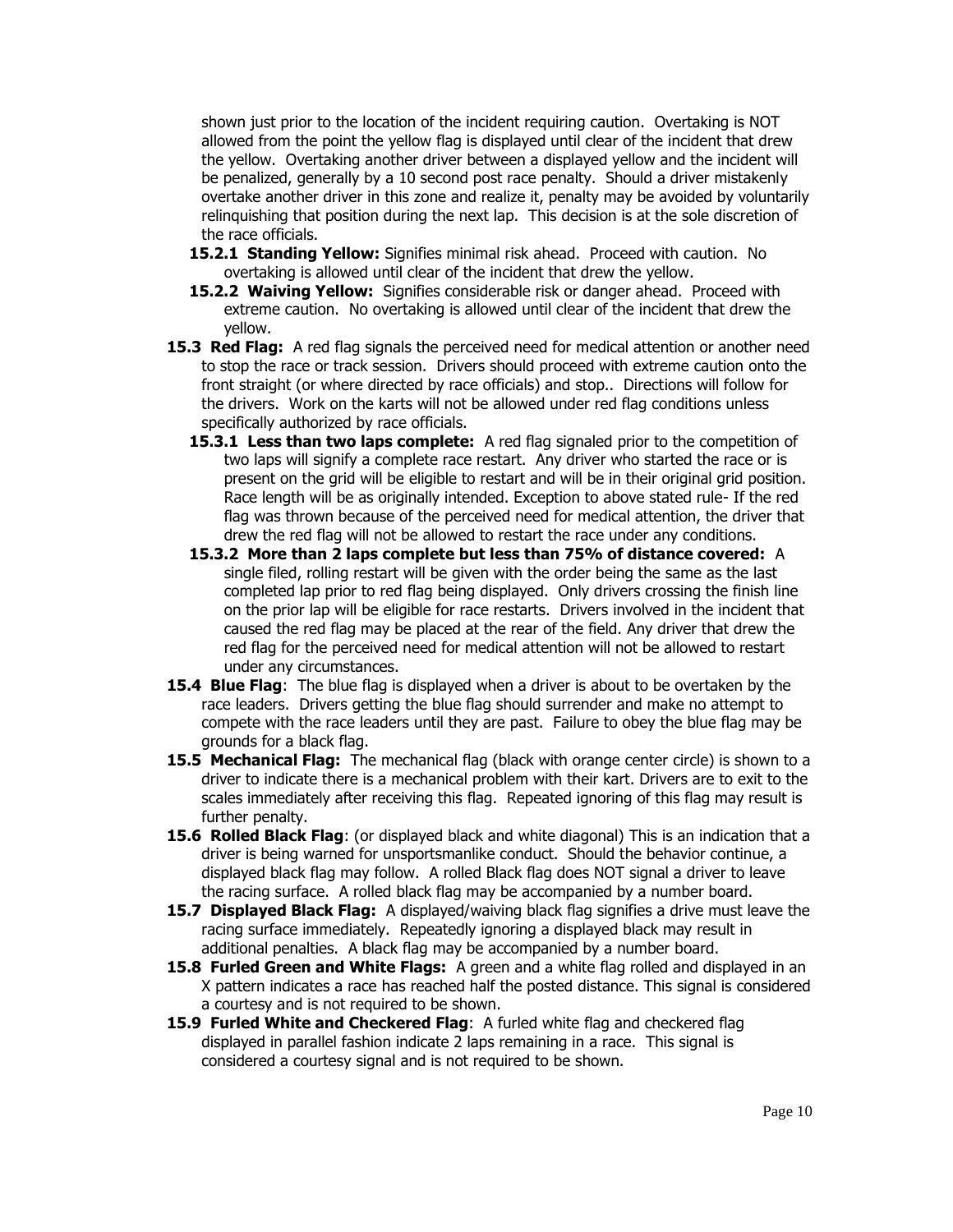shown just prior to the location of the incident requiring caution. Overtaking is NOT allowed from the point the yellow flag is displayed until clear of the incident that drew the yellow. Overtaking another driver between a displayed yellow and the incident will be penalized, generally by a 10 second post race penalty. Should a driver mistakenly overtake another driver in this zone and realize it, penalty may be avoided by voluntarily relinquishing that position during the next lap. This decision is at the sole discretion of the race officials.

- **15.2.1 Standing Yellow:** Signifies minimal risk ahead. Proceed with caution. No overtaking is allowed until clear of the incident that drew the yellow.
- **15.2.2 Waiving Yellow:** Signifies considerable risk or danger ahead. Proceed with extreme caution. No overtaking is allowed until clear of the incident that drew the yellow.

**15.3 Red Flag:** A red flag signals the perceived need for medical attention or another need to stop the race or track session. Drivers should proceed with extreme caution onto the front straight (or where directed by race officials) and stop.. Directions will follow for the drivers. Work on the karts will not be allowed under red flag conditions unless specifically authorized by race officials.

- **15.3.1 Less than two laps complete:** A red flag signaled prior to the competition of two laps will signify a complete race restart. Any driver who started the race or is present on the grid will be eligible to restart and will be in their original grid position. Race length will be as originally intended. Exception to above stated rule- If the red flag was thrown because of the perceived need for medical attention, the driver that drew the red flag will not be allowed to restart the race under any conditions.
- **15.3.2 More than 2 laps complete but less than 75% of distance covered:** A single filed, rolling restart will be given with the order being the same as the last completed lap prior to red flag being displayed. Only drivers crossing the finish line on the prior lap will be eligible for race restarts. Drivers involved in the incident that caused the red flag may be placed at the rear of the field. Any driver that drew the red flag for the perceived need for medical attention will not be allowed to restart under any circumstances.

**15.4 Blue Flag**: The blue flag is displayed when a driver is about to be overtaken by the race leaders. Drivers getting the blue flag should surrender and make no attempt to compete with the race leaders until they are past. Failure to obey the blue flag may be grounds for a black flag.

**15.5 Mechanical Flag:** The mechanical flag (black with orange center circle) is shown to a driver to indicate there is a mechanical problem with their kart. Drivers are to exit to the scales immediately after receiving this flag. Repeated ignoring of this flag may result is further penalty.

**15.6 Rolled Black Flag**: (or displayed black and white diagonal) This is an indication that a driver is being warned for unsportsmanlike conduct. Should the behavior continue, a displayed black flag may follow. A rolled Black flag does NOT signal a driver to leave the racing surface. A rolled black flag may be accompanied by a number board.

**15.7 Displayed Black Flag:** A displayed/waiving black flag signifies a drive must leave the racing surface immediately. Repeatedly ignoring a displayed black may result in additional penalties. A black flag may be accompanied by a number board.

**15.8 Furled Green and White Flags:** A green and a white flag rolled and displayed in an X pattern indicates a race has reached half the posted distance. This signal is considered a courtesy and is not required to be shown.

**15.9 Furled White and Checkered Flag**: A furled white flag and checkered flag displayed in parallel fashion indicate 2 laps remaining in a race. This signal is considered a courtesy signal and is not required to be shown.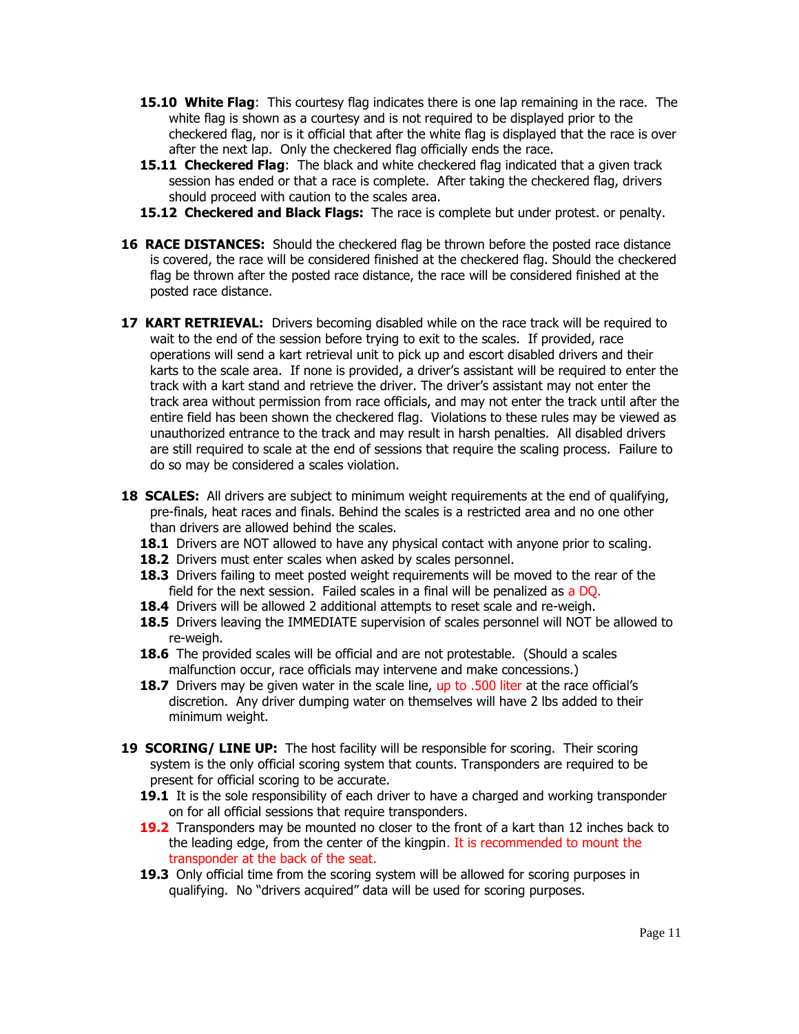- **15.10 White Flag**: This courtesy flag indicates there is one lap remaining in the race. The white flag is shown as a courtesy and is not required to be displayed prior to the checkered flag, nor is it official that after the white flag is displayed that the race is over after the next lap. Only the checkered flag officially ends the race.
- **15.11 Checkered Flag**: The black and white checkered flag indicated that a given track session has ended or that a race is complete. After taking the checkered flag, drivers should proceed with caution to the scales area.
- **15.12 Checkered and Black Flags:** The race is complete but under protest. or penalty.

**16 RACE DISTANCES:** Should the checkered flag be thrown before the posted race distance is covered, the race will be considered finished at the checkered flag. Should the checkered flag be thrown after the posted race distance, the race will be considered finished at the posted race distance.

**17 KART RETRIEVAL:** Drivers becoming disabled while on the race track will be required to wait to the end of the session before trying to exit to the scales. If provided, race operations will send a kart retrieval unit to pick up and escort disabled drivers and their karts to the scale area. If none is provided, a driver's assistant will be required to enter the track with a kart stand and retrieve the driver. The driver's assistant may not enter the track area without permission from race officials, and may not enter the track until after the entire field has been shown the checkered flag. Violations to these rules may be viewed as unauthorized entrance to the track and may result in harsh penalties. All disabled drivers are still required to scale at the end of sessions that require the scaling process. Failure to do so may be considered a scales violation.

**18 SCALES:** All drivers are subject to minimum weight requirements at the end of qualifying, pre-finals, heat races and finals. Behind the scales is a restricted area and no one other than drivers are allowed behind the scales.

- **18.1** Drivers are NOT allowed to have any physical contact with anyone prior to scaling.
- **18.2** Drivers must enter scales when asked by scales personnel.
- **18.3** Drivers failing to meet posted weight requirements will be moved to the rear of the field for the next session. Failed scales in a final will be penalized as a DQ.
- **18.4** Drivers will be allowed 2 additional attempts to reset scale and re-weigh.
- **18.5** Drivers leaving the IMMEDIATE supervision of scales personnel will NOT be allowed to re-weigh.
- **18.6** The provided scales will be official and are not protestable. (Should a scales malfunction occur, race officials may intervene and make concessions.)
- **18.7** Drivers may be given water in the scale line, up to .500 liter at the race official's discretion. Any driver dumping water on themselves will have 2 lbs added to their minimum weight.

**19 SCORING/ LINE UP:** The host facility will be responsible for scoring. Their scoring system is the only official scoring system that counts. Transponders are required to be present for official scoring to be accurate.

- **19.1** It is the sole responsibility of each driver to have a charged and working transponder on for all official sessions that require transponders.
- **19.2** Transponders may be mounted no closer to the front of a kart than 12 inches back to the leading edge, from the center of the kingpin. It is recommended to mount the transponder at the back of the seat.
- **19.3** Only official time from the scoring system will be allowed for scoring purposes in qualifying. No "drivers acquired" data will be used for scoring purposes.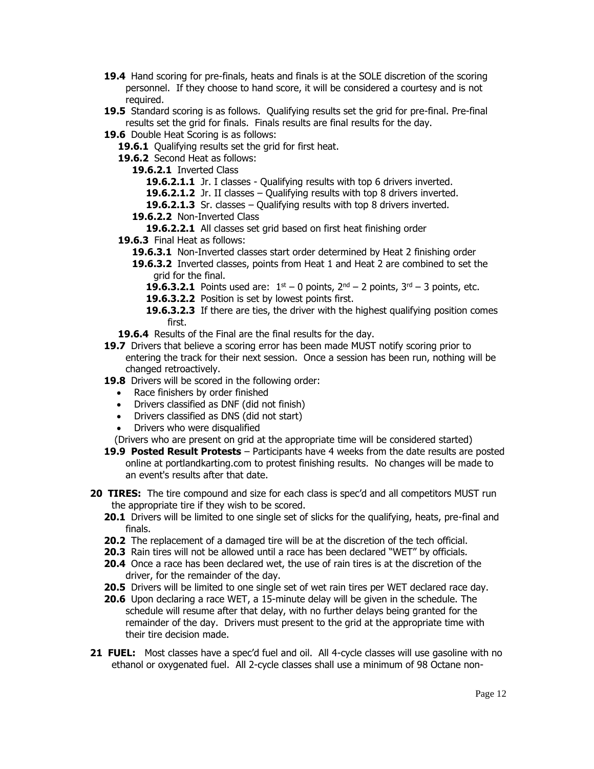**19.4** Hand scoring for pre-finals, heats and finals is at the SOLE discretion of the scoring personnel. If they choose to hand score, it will be considered a courtesy and is not required.

**19.5** Standard scoring is as follows. Qualifying results set the grid for pre-final. Pre-final results set the grid for finals. Finals results are final results for the day.

**19.6** Double Heat Scoring is as follows:

- **19.6.1** Qualifying results set the grid for first heat.
- **19.6.2** Second Heat as follows:
  - **19.6.2.1** Inverted Class
    - **19.6.2.1.1** Jr. I classes - Qualifying results with top 6 drivers inverted.
    - **19.6.2.1.2** Jr. II classes – Qualifying results with top 8 drivers inverted.
    - **19.6.2.1.3** Sr. classes – Qualifying results with top 8 drivers inverted.
  - **19.6.2.2** Non-Inverted Class
    - **19.6.2.2.1** All classes set grid based on first heat finishing order
- **19.6.3** Final Heat as follows:
  - **19.6.3.1** Non-Inverted classes start order determined by Heat 2 finishing order
  - **19.6.3.2** Inverted classes, points from Heat 1 and Heat 2 are combined to set the grid for the final.
    - **19.6.3.2.1** Points used are: 1st – 0 points, 2nd – 2 points, 3rd – 3 points, etc.
    - **19.6.3.2.2** Position is set by lowest points first.
    - **19.6.3.2.3** If there are ties, the driver with the highest qualifying position comes first.
- **19.6.4** Results of the Final are the final results for the day.

**19.7** Drivers that believe a scoring error has been made MUST notify scoring prior to entering the track for their next session. Once a session has been run, nothing will be changed retroactively.

**19.8** Drivers will be scored in the following order:

- Race finishers by order finished
- Drivers classified as DNF (did not finish)
- Drivers classified as DNS (did not start)
- Drivers who were disqualified

(Drivers who are present on grid at the appropriate time will be considered started)

**19.9 Posted Result Protests** – Participants have 4 weeks from the date results are posted online at portlandkarting.com to protest finishing results. No changes will be made to an event's results after that date.

**20 TIRES:** The tire compound and size for each class is spec'd and all competitors MUST run the appropriate tire if they wish to be scored.

**20.1** Drivers will be limited to one single set of slicks for the qualifying, heats, pre-final and finals.

**20.2** The replacement of a damaged tire will be at the discretion of the tech official.

**20.3** Rain tires will not be allowed until a race has been declared "WET" by officials.

**20.4** Once a race has been declared wet, the use of rain tires is at the discretion of the driver, for the remainder of the day.

**20.5** Drivers will be limited to one single set of wet rain tires per WET declared race day.

**20.6** Upon declaring a race WET, a 15-minute delay will be given in the schedule. The schedule will resume after that delay, with no further delays being granted for the remainder of the day. Drivers must present to the grid at the appropriate time with their tire decision made.

**21 FUEL:** Most classes have a spec'd fuel and oil. All 4-cycle classes will use gasoline with no ethanol or oxygenated fuel. All 2-cycle classes shall use a minimum of 98 Octane non-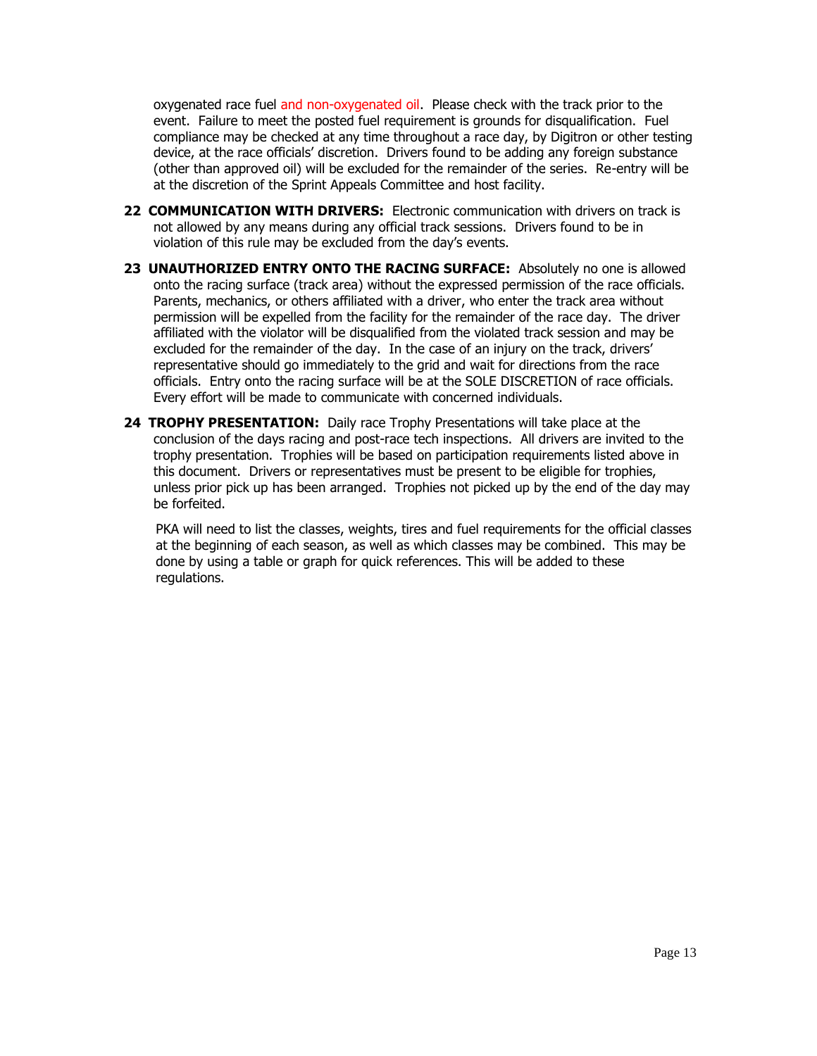oxygenated race fuel and non-oxygenated oil. Please check with the track prior to the event. Failure to meet the posted fuel requirement is grounds for disqualification. Fuel compliance may be checked at any time throughout a race day, by Digitron or other testing device, at the race officials' discretion. Drivers found to be adding any foreign substance (other than approved oil) will be excluded for the remainder of the series. Re-entry will be at the discretion of the Sprint Appeals Committee and host facility.

**22 COMMUNICATION WITH DRIVERS:** Electronic communication with drivers on track is not allowed by any means during any official track sessions. Drivers found to be in violation of this rule may be excluded from the day's events.

**23 UNAUTHORIZED ENTRY ONTO THE RACING SURFACE:** Absolutely no one is allowed onto the racing surface (track area) without the expressed permission of the race officials. Parents, mechanics, or others affiliated with a driver, who enter the track area without permission will be expelled from the facility for the remainder of the race day. The driver affiliated with the violator will be disqualified from the violated track session and may be excluded for the remainder of the day. In the case of an injury on the track, drivers' representative should go immediately to the grid and wait for directions from the race officials. Entry onto the racing surface will be at the SOLE DISCRETION of race officials. Every effort will be made to communicate with concerned individuals.

**24 TROPHY PRESENTATION:** Daily race Trophy Presentations will take place at the conclusion of the days racing and post-race tech inspections. All drivers are invited to the trophy presentation. Trophies will be based on participation requirements listed above in this document. Drivers or representatives must be present to be eligible for trophies, unless prior pick up has been arranged. Trophies not picked up by the end of the day may be forfeited.

PKA will need to list the classes, weights, tires and fuel requirements for the official classes at the beginning of each season, as well as which classes may be combined. This may be done by using a table or graph for quick references. This will be added to these regulations.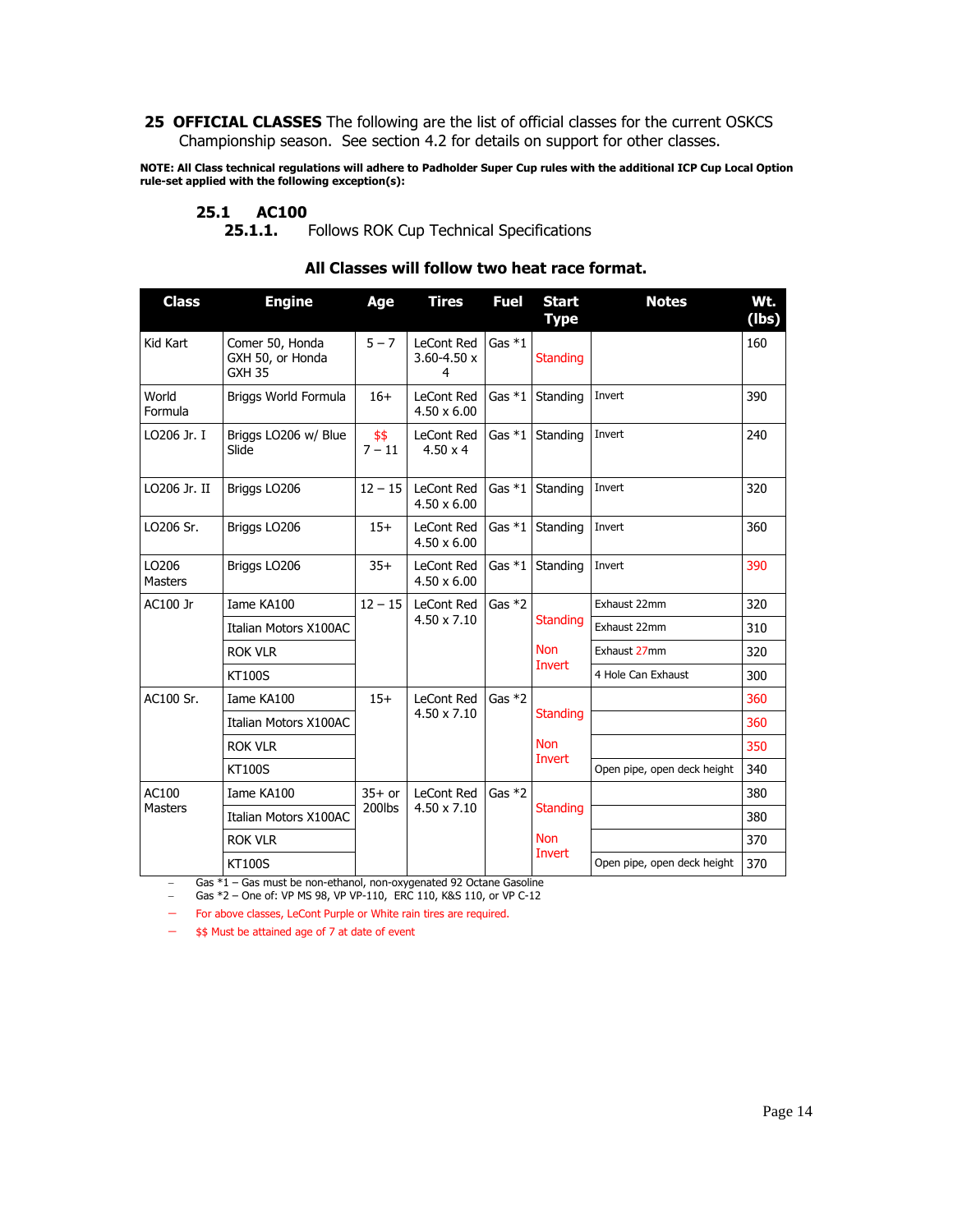## 25 OFFICIAL CLASSES

The following are the list of official classes for the current OSKCS Championship season. See section 4.2 for details on support for other classes.

**NOTE: All Class technical regulations will adhere to Padholder Super Cup rules with the additional ICP Cup Local Option rule-set applied with the following exception(s):**

### 25.1 AC100

**25.1.1.** Follows ROK Cup Technical Specifications

**All Classes will follow two heat race format.**

| Class | Engine | Age | Tires | Fuel | Start Type | Notes | Wt. (lbs) |
|---|---|---|---|---|---|---|---|
| Kid Kart | Comer 50, Honda GXH 50, or Honda GXH 35 | 5 – 7 | LeCont Red 3.60-4.50 x 4 | Gas *1 | Standing | | 160 |
| World Formula | Briggs World Formula | 16+ | LeCont Red 4.50 x 6.00 | Gas *1 | Standing | Invert | 390 |
| LO206 Jr. I | Briggs LO206 w/ Blue Slide | $$ 7 – 11 | LeCont Red 4.50 x 4 | Gas *1 | Standing | Invert | 240 |
| LO206 Jr. II | Briggs LO206 | 12 – 15 | LeCont Red 4.50 x 6.00 | Gas *1 | Standing | Invert | 320 |
| LO206 Sr. | Briggs LO206 | 15+ | LeCont Red 4.50 x 6.00 | Gas *1 | Standing | Invert | 360 |
| LO206 Masters | Briggs LO206 | 35+ | LeCont Red 4.50 x 6.00 | Gas *1 | Standing | Invert | 390 |
| AC100 Jr | Iame KA100 | 12 – 15 | LeCont Red 4.50 x 7.10 | Gas *2 | Standing Non Invert | Exhaust 22mm | 320 |
| | Italian Motors X100AC | | | | | Exhaust 22mm | 310 |
| | ROK VLR | | | | | Exhaust 27mm | 320 |
| | KT100S | | | | | 4 Hole Can Exhaust | 300 |
| AC100 Sr. | Iame KA100 | 15+ | LeCont Red 4.50 x 7.10 | Gas *2 | Standing Non Invert | | 360 |
| | Italian Motors X100AC | | | | | | 360 |
| | ROK VLR | | | | | | 350 |
| | KT100S | | | | | Open pipe, open deck height | 340 |
| AC100 Masters | Iame KA100 | 35+ or 200lbs | LeCont Red 4.50 x 7.10 | Gas *2 | Standing Non Invert | | 380 |
| | Italian Motors X100AC | | | | | | 380 |
| | ROK VLR | | | | | | 370 |
| | KT100S | | | | | Open pipe, open deck height | 370 |

- Gas *1 – Gas must be non-ethanol, non-oxygenated 92 Octane Gasoline
- Gas *2 – One of: VP MS 98, VP VP-110, ERC 110, K&S 110, or VP C-12
- For above classes, LeCont Purple or White rain tires are required.
- $$ Must be attained age of 7 at date of event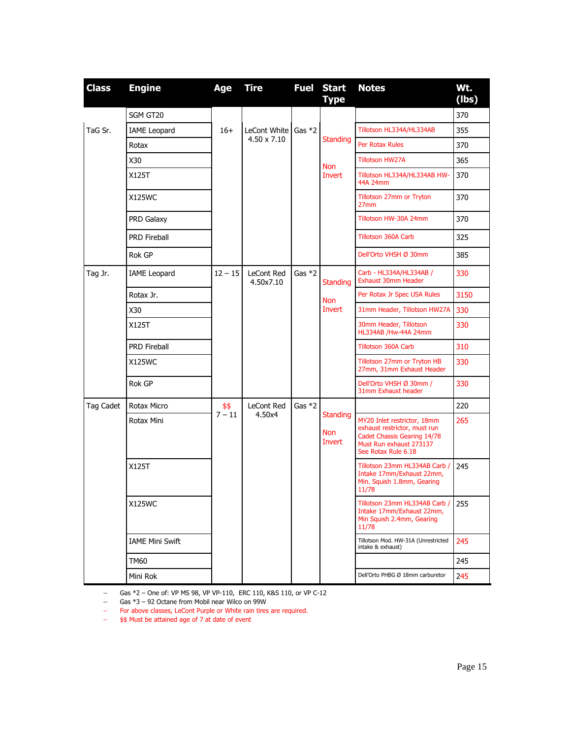| Class | Engine | Age | Tire | Fuel | Start Type | Notes | Wt. (lbs) |
|---|---|---|---|---|---|---|---|
| TaG Sr. | SGM GT20 | 16+ | LeCont White 4.50 x 7.10 | Gas *2 | Standing Non Invert | | 370 |
| | IAME Leopard | | | | | Tillotson HL334A/HL334AB | 355 |
| | Rotax | | | | | Per Rotax Rules | 370 |
| | X30 | | | | | Tillotson HW27A | 365 |
| | X125T | | | | | Tillotson HL334A/HL334AB HW-44A 24mm | 370 |
| | X125WC | | | | | Tillotson 27mm or Tryton 27mm | 370 |
| | PRD Galaxy | | | | | Tillotson HW-30A 24mm | 370 |
| | PRD Fireball | | | | | Tillotson 360A Carb | 325 |
| | Rok GP | | | | | Dell'Orto VHSH Ø 30mm | 385 |
| Tag Jr. | IAME Leopard | 12 – 15 | LeCont Red 4.50x7.10 | Gas *2 | Standing Non Invert | Carb - HL334A/HL334AB / Exhaust 30mm Header | 330 |
| | Rotax Jr. | | | | | Per Rotax Jr Spec USA Rules | 3150 |
| | X30 | | | | | 31mm Header, Tillotson HW27A | 330 |
| | X125T | | | | | 30mm Header, Tillotson HL334AB /Hw-44A 24mm | 330 |
| | PRD Fireball | | | | | Tillotson 360A Carb | 310 |
| | X125WC | | | | | Tillotson 27mm or Tryton HB 27mm, 31mm Exhaust Header | 330 |
| | Rok GP | | | | | Dell'Orto VHSH Ø 30mm / 31mm Exhaust header | 330 |
| Tag Cadet | Rotax Micro | $$ 7 – 11 | LeCont Red 4.50x4 | Gas *2 | Standing Non Invert | | 220 |
| | Rotax Mini | | | | | MY20 Inlet restrictor, 18mm exhaust restrictor, must run Cadet Chassis Gearing 14/78 Must Run exhaust 273137 See Rotax Rule 6.18 | 265 |
| | X125T | | | | | Tillotson 23mm HL334AB Carb / Intake 17mm/Exhaust 22mm, Min. Squish 1.8mm, Gearing 11/78 | 245 |
| | X125WC | | | | | Tillotson 23mm HL334AB Carb / Intake 17mm/Exhaust 22mm, Min Squish 2.4mm, Gearing 11/78 | 255 |
| | IAME Mini Swift | | | | | Tillotson Mod. HW-31A (Unrestricted intake & exhaust) | 245 |
| | TM60 | | | | | | 245 |
| | Mini Rok | | | | | Dell'Orto PHBG Ø 18mm carburetor | 245 |

- Gas *2 – One of: VP MS 98, VP VP-110, ERC 110, K&S 110, or VP C-12
- Gas *3 – 92 Octane from Mobil near Wilco on 99W
- For above classes, LeCont Purple or White rain tires are required.
- $$ Must be attained age of 7 at date of event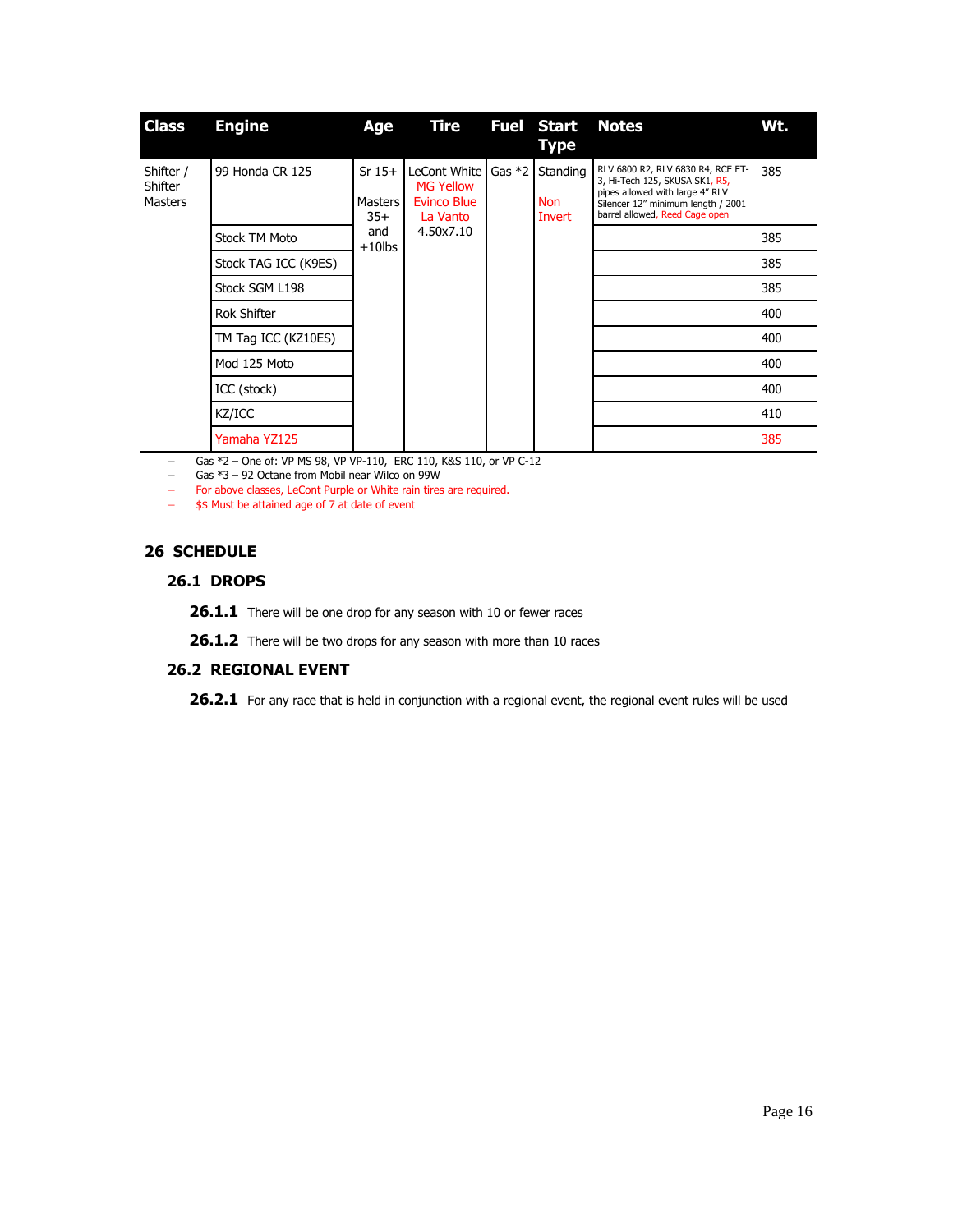| Class | Engine | Age | Tire | Fuel | Start Type | Notes | Wt. |
|---|---|---|---|---|---|---|---|
| Shifter / Shifter Masters | 99 Honda CR 125 | Sr 15+<br><br>Masters 35+ and +10lbs | LeCont White<br>MG Yellow<br>Evinco Blue<br>La Vanto<br>4.50x7.10 | Gas *2 | Standing<br><br>Non Invert | RLV 6800 R2, RLV 6830 R4, RCE ET-3, Hi-Tech 125, SKUSA SK1, R5, pipes allowed with large 4" RLV Silencer 12" minimum length / 2001 barrel allowed, Reed Cage open | 385 |
| | Stock TM Moto | | | | | | 385 |
| | Stock TAG ICC (K9ES) | | | | | | 385 |
| | Stock SGM L198 | | | | | | 385 |
| | Rok Shifter | | | | | | 400 |
| | TM Tag ICC (KZ10ES) | | | | | | 400 |
| | Mod 125 Moto | | | | | | 400 |
| | ICC (stock) | | | | | | 400 |
| | KZ/ICC | | | | | | 410 |
| | Yamaha YZ125 | | | | | | 385 |

- Gas *2 – One of: VP MS 98, VP VP-110, ERC 110, K&S 110, or VP C-12
- Gas *3 – 92 Octane from Mobil near Wilco on 99W
- For above classes, LeCont Purple or White rain tires are required.
- $$ Must be attained age of 7 at date of event

# 26 SCHEDULE

## 26.1 DROPS

**26.1.1** There will be one drop for any season with 10 or fewer races

**26.1.2** There will be two drops for any season with more than 10 races

## 26.2 REGIONAL EVENT

**26.2.1** For any race that is held in conjunction with a regional event, the regional event rules will be used